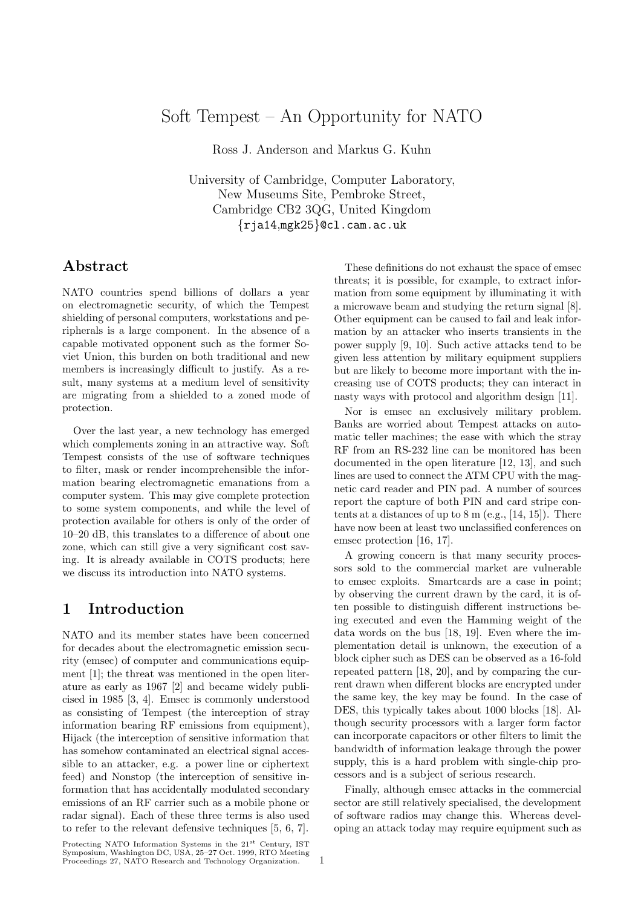# Soft Tempest – An Opportunity for NATO

Ross J. Anderson and Markus G. Kuhn

University of Cambridge, Computer Laboratory,
New Museums Site, Pembroke Street,
Cambridge CB2 3QG, United Kingdom
{rja14,mgk25}@cl.cam.ac.uk

## Abstract

NATO countries spend billions of dollars a year on electromagnetic security, of which the Tempest shielding of personal computers, workstations and peripherals is a large component. In the absence of a capable motivated opponent such as the former Soviet Union, this burden on both traditional and new members is increasingly difficult to justify. As a result, many systems at a medium level of sensitivity are migrating from a shielded to a zoned mode of protection.

Over the last year, a new technology has emerged which complements zoning in an attractive way. Soft Tempest consists of the use of software techniques to filter, mask or render incomprehensible the information bearing electromagnetic emanations from a computer system. This may give complete protection to some system components, and while the level of protection available for others is only of the order of 10–20 dB, this translates to a difference of about one zone, which can still give a very significant cost saving. It is already available in COTS products; here we discuss its introduction into NATO systems.

## 1 Introduction

NATO and its member states have been concerned for decades about the electromagnetic emission security (emsec) of computer and communications equipment [1]; the threat was mentioned in the open literature as early as 1967 [2] and became widely publicised in 1985 [3, 4]. Emsec is commonly understood as consisting of Tempest (the interception of stray information bearing RF emissions from equipment), Hijack (the interception of sensitive information that has somehow contaminated an electrical signal accessible to an attacker, e.g. a power line or ciphertext feed) and Nonstop (the interception of sensitive information that has accidentally modulated secondary emissions of an RF carrier such as a mobile phone or radar signal). Each of these three terms is also used to refer to the relevant defensive techniques [5, 6, 7].

These definitions do not exhaust the space of emsec threats; it is possible, for example, to extract information from some equipment by illuminating it with a microwave beam and studying the return signal [8]. Other equipment can be caused to fail and leak information by an attacker who inserts transients in the power supply [9, 10]. Such active attacks tend to be given less attention by military equipment suppliers but are likely to become more important with the increasing use of COTS products; they can interact in nasty ways with protocol and algorithm design [11].

Nor is emsec an exclusively military problem. Banks are worried about Tempest attacks on automatic teller machines; the ease with which the stray RF from an RS-232 line can be monitored has been documented in the open literature [12, 13], and such lines are used to connect the ATM CPU with the magnetic card reader and PIN pad. A number of sources report the capture of both PIN and card stripe contents at a distances of up to 8 m (e.g., [14, 15]). There have now been at least two unclassified conferences on emsec protection [16, 17].

A growing concern is that many security processors sold to the commercial market are vulnerable to emsec exploits. Smartcards are a case in point; by observing the current drawn by the card, it is often possible to distinguish different instructions being executed and even the Hamming weight of the data words on the bus [18, 19]. Even where the implementation detail is unknown, the execution of a block cipher such as DES can be observed as a 16-fold repeated pattern [18, 20], and by comparing the current drawn when different blocks are encrypted under the same key, the key may be found. In the case of DES, this typically takes about 1000 blocks [18]. Although security processors with a larger form factor can incorporate capacitors or other filters to limit the bandwidth of information leakage through the power supply, this is a hard problem with single-chip processors and is a subject of serious research.

Finally, although emsec attacks in the commercial sector are still relatively specialised, the development of software radios may change this. Whereas developing an attack today may require equipment such as

Protecting NATO Information Systems in the 21st Century, IST Symposium, Washington DC, USA, 25–27 Oct. 1999, RTO Meeting Proceedings 27, NATO Research and Technology Organization.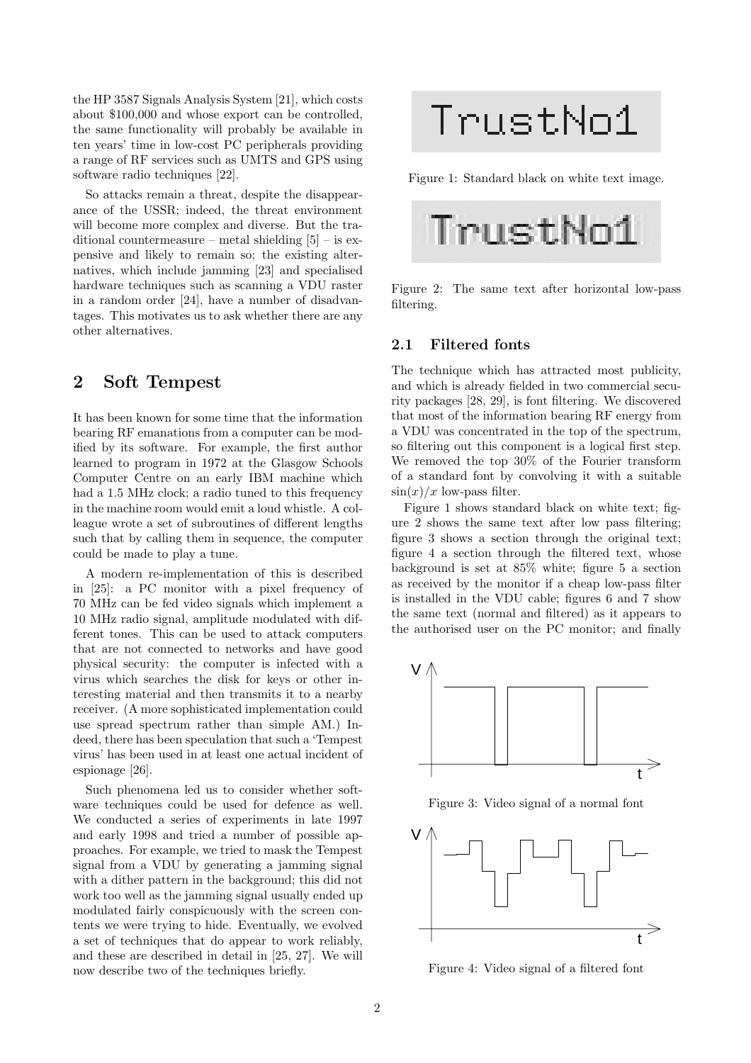the HP 3587 Signals Analysis System [21], which costs about $100,000 and whose export can be controlled, the same functionality will probably be available in ten years' time in low-cost PC peripherals providing a range of RF services such as UMTS and GPS using software radio techniques [22].

So attacks remain a threat, despite the disappearance of the USSR; indeed, the threat environment will become more complex and diverse. But the traditional countermeasure – metal shielding [5] – is expensive and likely to remain so; the existing alternatives, which include jamming [23] and specialised hardware techniques such as scanning a VDU raster in a random order [24], have a number of disadvantages. This motivates us to ask whether there are any other alternatives.

## 2 Soft Tempest

It has been known for some time that the information bearing RF emanations from a computer can be modified by its software. For example, the first author learned to program in 1972 at the Glasgow Schools Computer Centre on an early IBM machine which had a 1.5 MHz clock; a radio tuned to this frequency in the machine room would emit a loud whistle. A colleague wrote a set of subroutines of different lengths such that by calling them in sequence, the computer could be made to play a tune.

A modern re-implementation of this is described in [25]: a PC monitor with a pixel frequency of 70 MHz can be fed video signals which implement a 10 MHz radio signal, amplitude modulated with different tones. This can be used to attack computers that are not connected to networks and have good physical security: the computer is infected with a virus which searches the disk for keys or other interesting material and then transmits it to a nearby receiver. (A more sophisticated implementation could use spread spectrum rather than simple AM.) Indeed, there has been speculation that such a 'Tempest virus' has been used in at least one actual incident of espionage [26].

Such phenomena led us to consider whether software techniques could be used for defence as well. We conducted a series of experiments in late 1997 and early 1998 and tried a number of possible approaches. For example, we tried to mask the Tempest signal from a VDU by generating a jamming signal with a dither pattern in the background; this did not work too well as the jamming signal usually ended up modulated fairly conspicuously with the screen contents we were trying to hide. Eventually, we evolved a set of techniques that do appear to work reliably, and these are described in detail in [25, 27]. We will now describe two of the techniques briefly.

Figure 1: Standard black on white text image.

Figure 2: The same text after horizontal low-pass filtering.

### 2.1 Filtered fonts

The technique which has attracted most publicity, and which is already fielded in two commercial security packages [28, 29], is font filtering. We discovered that most of the information bearing RF energy from a VDU was concentrated in the top of the spectrum, so filtering out this component is a logical first step. We removed the top 30% of the Fourier transform of a standard font by convolving it with a suitable $\sin(x)/x$ low-pass filter.

Figure 1 shows standard black on white text; figure 2 shows the same text after low pass filtering; figure 3 shows a section through the original text; figure 4 a section through the filtered text, whose background is set at 85% white; figure 5 a section as received by the monitor if a cheap low-pass filter is installed in the VDU cable; figures 6 and 7 show the same text (normal and filtered) as it appears to the authorised user on the PC monitor; and finally

Figure 3: Video signal of a normal font

Figure 4: Video signal of a filtered font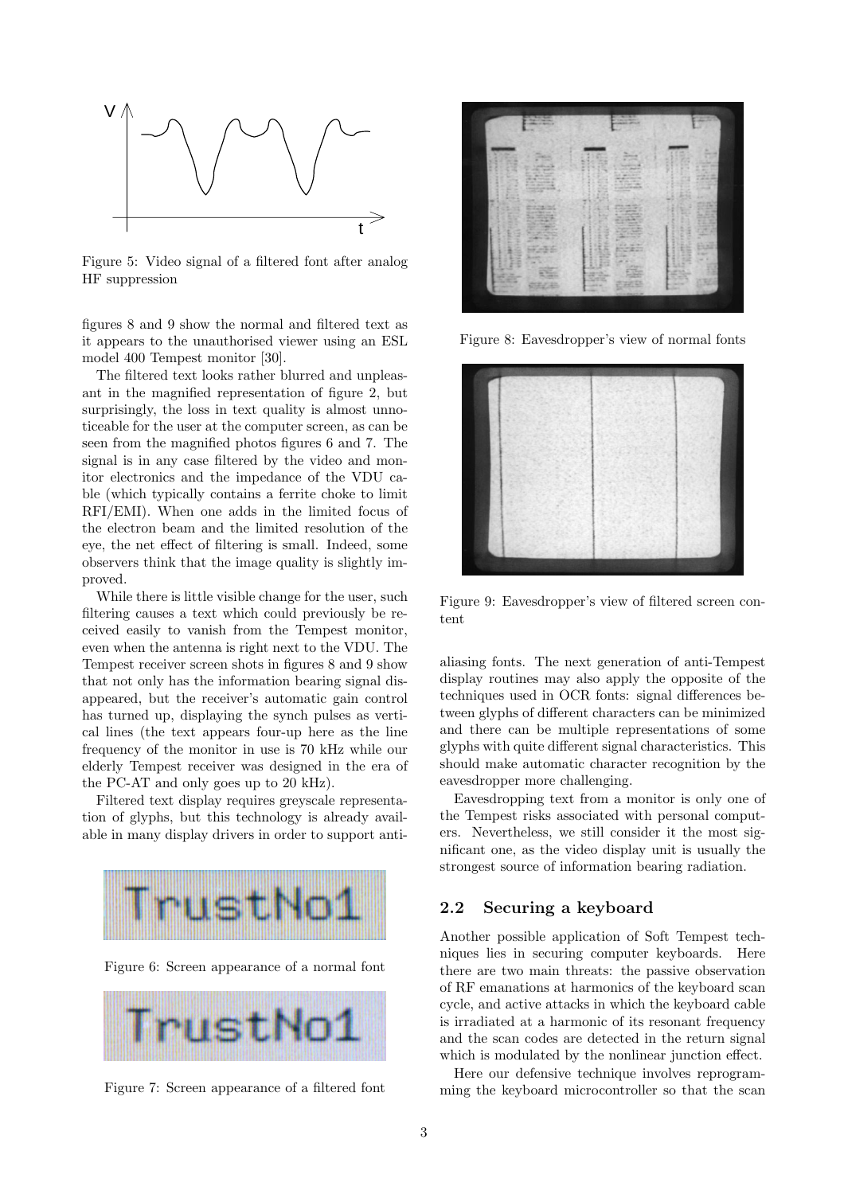Figure 5: Video signal of a filtered font after analog HF suppression

figures 8 and 9 show the normal and filtered text as it appears to the unauthorised viewer using an ESL model 400 Tempest monitor [30].

The filtered text looks rather blurred and unpleasant in the magnified representation of figure 2, but surprisingly, the loss in text quality is almost unnoticeable for the user at the computer screen, as can be seen from the magnified photos figures 6 and 7. The signal is in any case filtered by the video and monitor electronics and the impedance of the VDU cable (which typically contains a ferrite choke to limit RFI/EMI). When one adds in the limited focus of the electron beam and the limited resolution of the eye, the net effect of filtering is small. Indeed, some observers think that the image quality is slightly improved.

While there is little visible change for the user, such filtering causes a text which could previously be received easily to vanish from the Tempest monitor, even when the antenna is right next to the VDU. The Tempest receiver screen shots in figures 8 and 9 show that not only has the information bearing signal disappeared, but the receiver's automatic gain control has turned up, displaying the synch pulses as vertical lines (the text appears four-up here as the line frequency of the monitor in use is 70 kHz while our elderly Tempest receiver was designed in the era of the PC-AT and only goes up to 20 kHz).

Filtered text display requires greyscale representation of glyphs, but this technology is already available in many display drivers in order to support anti-aliasing fonts. The next generation of anti-Tempest display routines may also apply the opposite of the techniques used in OCR fonts: signal differences between glyphs of different characters can be minimized and there can be multiple representations of some glyphs with quite different signal characteristics. This should make automatic character recognition by the eavesdropper more challenging.

Figure 6: Screen appearance of a normal font

Figure 7: Screen appearance of a filtered font

Figure 8: Eavesdropper's view of normal fonts

Figure 9: Eavesdropper's view of filtered screen content

Eavesdropping text from a monitor is only one of the Tempest risks associated with personal computers. Nevertheless, we still consider it the most significant one, as the video display unit is usually the strongest source of information bearing radiation.

### 2.2 Securing a keyboard

Another possible application of Soft Tempest techniques lies in securing computer keyboards. Here there are two main threats: the passive observation of RF emanations at harmonics of the keyboard scan cycle, and active attacks in which the keyboard cable is irradiated at a harmonic of its resonant frequency and the scan codes are detected in the return signal which is modulated by the nonlinear junction effect.

Here our defensive technique involves reprogramming the keyboard microcontroller so that the scan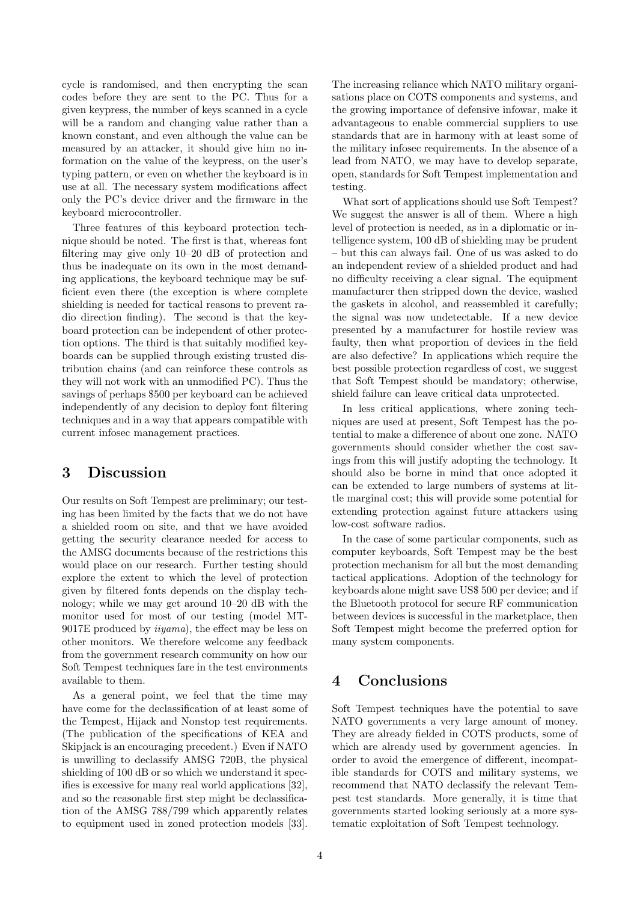cycle is randomised, and then encrypting the scan codes before they are sent to the PC. Thus for a given keypress, the number of keys scanned in a cycle will be a random and changing value rather than a known constant, and even although the value can be measured by an attacker, it should give him no information on the value of the keypress, on the user's typing pattern, or even on whether the keyboard is in use at all. The necessary system modifications affect only the PC's device driver and the firmware in the keyboard microcontroller.

Three features of this keyboard protection technique should be noted. The first is that, whereas font filtering may give only 10–20 dB of protection and thus be inadequate on its own in the most demanding applications, the keyboard technique may be sufficient even there (the exception is where complete shielding is needed for tactical reasons to prevent radio direction finding). The second is that the keyboard protection can be independent of other protection options. The third is that suitably modified keyboards can be supplied through existing trusted distribution chains (and can reinforce these controls as they will not work with an unmodified PC). Thus the savings of perhaps $500 per keyboard can be achieved independently of any decision to deploy font filtering techniques and in a way that appears compatible with current infosec management practices.

# 3 Discussion

Our results on Soft Tempest are preliminary; our testing has been limited by the facts that we do not have a shielded room on site, and that we have avoided getting the security clearance needed for access to the AMSG documents because of the restrictions this would place on our research. Further testing should explore the extent to which the level of protection given by filtered fonts depends on the display technology; while we may get around 10–20 dB with the monitor used for most of our testing (model MT-9017E produced by *iiyama*), the effect may be less on other monitors. We therefore welcome any feedback from the government research community on how our Soft Tempest techniques fare in the test environments available to them.

As a general point, we feel that the time may have come for the declassification of at least some of the Tempest, Hijack and Nonstop test requirements. (The publication of the specifications of KEA and Skipjack is an encouraging precedent.) Even if NATO is unwilling to declassify AMSG 720B, the physical shielding of 100 dB or so which we understand it specifies is excessive for many real world applications [32], and so the reasonable first step might be declassification of the AMSG 788/799 which apparently relates to equipment used in zoned protection models [33].

The increasing reliance which NATO military organisations place on COTS components and systems, and the growing importance of defensive infowar, make it advantageous to enable commercial suppliers to use standards that are in harmony with at least some of the military infosec requirements. In the absence of a lead from NATO, we may have to develop separate, open, standards for Soft Tempest implementation and testing.

What sort of applications should use Soft Tempest? We suggest the answer is all of them. Where a high level of protection is needed, as in a diplomatic or intelligence system, 100 dB of shielding may be prudent – but this can always fail. One of us was asked to do an independent review of a shielded product and had no difficulty receiving a clear signal. The equipment manufacturer then stripped down the device, washed the gaskets in alcohol, and reassembled it carefully; the signal was now undetectable. If a new device presented by a manufacturer for hostile review was faulty, then what proportion of devices in the field are also defective? In applications which require the best possible protection regardless of cost, we suggest that Soft Tempest should be mandatory; otherwise, shield failure can leave critical data unprotected.

In less critical applications, where zoning techniques are used at present, Soft Tempest has the potential to make a difference of about one zone. NATO governments should consider whether the cost savings from this will justify adopting the technology. It should also be borne in mind that once adopted it can be extended to large numbers of systems at little marginal cost; this will provide some potential for extending protection against future attackers using low-cost software radios.

In the case of some particular components, such as computer keyboards, Soft Tempest may be the best protection mechanism for all but the most demanding tactical applications. Adoption of the technology for keyboards alone might save US$ 500 per device; and if the Bluetooth protocol for secure RF communication between devices is successful in the marketplace, then Soft Tempest might become the preferred option for many system components.

# 4 Conclusions

Soft Tempest techniques have the potential to save NATO governments a very large amount of money. They are already fielded in COTS products, some of which are already used by government agencies. In order to avoid the emergence of different, incompatible standards for COTS and military systems, we recommend that NATO declassify the relevant Tempest test standards. More generally, it is time that governments started looking seriously at a more systematic exploitation of Soft Tempest technology.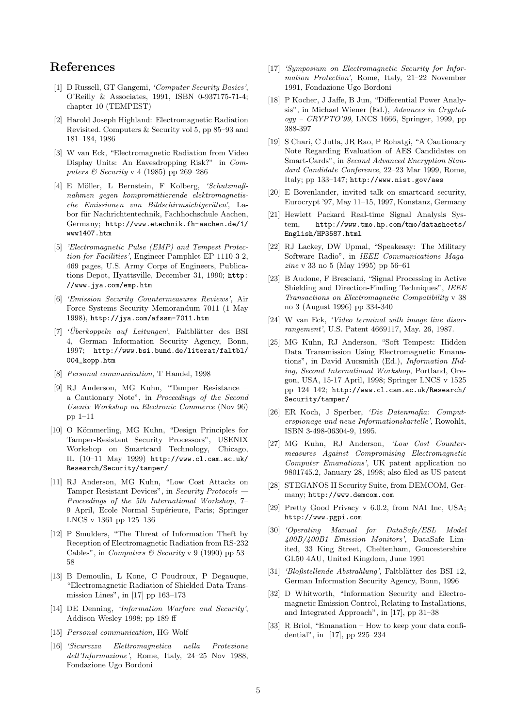## References

[1] D Russell, GT Gangemi, *'Computer Security Basics'*, O'Reilly & Associates, 1991, ISBN 0-937175-71-4; chapter 10 (TEMPEST)

[2] Harold Joseph Highland: Electromagnetic Radiation Revisited. Computers & Security vol 5, pp 85–93 and 181–184, 1986

[3] W van Eck, "Electromagnetic Radiation from Video Display Units: An Eavesdropping Risk?" in *Computers & Security* v 4 (1985) pp 269–286

[4] E Möller, L Bernstein, F Kolberg, *'Schutzmaßnahmen gegen kompromittierende elektromagnetische Emissionen von Bildschirmsichtgeräten'*, Labor für Nachrichtentechnik, Fachhochschule Aachen, Germany; http://www.etechnik.fh-aachen.de/1/www1407.htm

[5] *'Electromagnetic Pulse (EMP) and Tempest Protection for Facilities'*, Engineer Pamphlet EP 1110-3-2, 469 pages, U.S. Army Corps of Engineers, Publications Depot, Hyattsville, December 31, 1990; http://www.jya.com/emp.htm

[6] *'Emission Security Countermeasures Reviews'*, Air Force Systems Security Memorandum 7011 (1 May 1998), http://jya.com/afssm-7011.htm

[7] *'Überkoppeln auf Leitungen'*, Faltblätter des BSI 4, German Information Security Agency, Bonn, 1997; http://www.bsi.bund.de/literat/faltbl/004_kopp.htm

[8] *Personal communication*, T Handel, 1998

[9] RJ Anderson, MG Kuhn, "Tamper Resistance – a Cautionary Note", in *Proceedings of the Second Usenix Workshop on Electronic Commerce* (Nov 96) pp 1–11

[10] O Kömmerling, MG Kuhn, "Design Principles for Tamper-Resistant Security Processors", USENIX Workshop on Smartcard Technology, Chicago, IL (10–11 May 1999) http://www.cl.cam.ac.uk/Research/Security/tamper/

[11] RJ Anderson, MG Kuhn, "Low Cost Attacks on Tamper Resistant Devices", in *Security Protocols — Proceedings of the 5th International Workshop*, 7–9 April, Ecole Normal Supérieure, Paris; Springer LNCS v 1361 pp 125–136

[12] P Smulders, "The Threat of Information Theft by Reception of Electromagnetic Radiation from RS-232 Cables", in *Computers & Security* v 9 (1990) pp 53–58

[13] B Demoulin, L Kone, C Poudroux, P Degauque, "Electromagnetic Radiation of Shielded Data Transmission Lines", in [17] pp 163–173

[14] DE Denning, *'Information Warfare and Security'*, Addison Wesley 1998; pp 189 ff

[15] *Personal communication*, HG Wolf

[16] *'Sicurezza Elettromagnetica nella Protezione dell'Informazione'*, Rome, Italy, 24–25 Nov 1988, Fondazione Ugo Bordoni

[17] *'Symposium on Electromagnetic Security for Information Protection'*, Rome, Italy, 21–22 November 1991, Fondazione Ugo Bordoni

[18] P Kocher, J Jaffe, B Jun, "Differential Power Analysis", in Michael Wiener (Ed.), *Advances in Cryptology – CRYPTO'99*, LNCS 1666, Springer, 1999, pp 388-397

[19] S Chari, C Jutla, JR Rao, P Rohatgi, "A Cautionary Note Regarding Evaluation of AES Candidates on Smart-Cards", in *Second Advanced Encryption Standard Candidate Conference*, 22–23 Mar 1999, Rome, Italy; pp 133–147; http://www.nist.gov/aes

[20] E Bovenlander, invited talk on smartcard security, Eurocrypt '97, May 11–15, 1997, Konstanz, Germany

[21] Hewlett Packard Real-time Signal Analysis System, http://www.tmo.hp.com/tmo/datasheets/English/HP3587.html

[22] RJ Lackey, DW Upmal, "Speakeasy: The Military Software Radio", in *IEEE Communications Magazine* v 33 no 5 (May 1995) pp 56–61

[23] B Audone, F Bresciani, "Signal Processing in Active Shielding and Direction-Finding Techniques", *IEEE Transactions on Electromagnetic Compatibility* v 38 no 3 (August 1996) pp 334-340

[24] W van Eck, *'Video terminal with image line disarrangement'*, U.S. Patent 4669117, May. 26, 1987.

[25] MG Kuhn, RJ Anderson, "Soft Tempest: Hidden Data Transmission Using Electromagnetic Emanations", in David Aucsmith (Ed.), *Information Hiding, Second International Workshop*, Portland, Oregon, USA, 15-17 April, 1998; Springer LNCS v 1525 pp 124–142; http://www.cl.cam.ac.uk/Research/Security/tamper/

[26] ER Koch, J Sperber, *'Die Datenmafia: Computerspionage und neue Informationskartelle'*, Rowohlt, ISBN 3-498-06304-9, 1995.

[27] MG Kuhn, RJ Anderson, *'Low Cost Countermeasures Against Compromising Electromagnetic Computer Emanations'*, UK patent application no 9801745.2, January 28, 1998; also filed as US patent

[28] STEGANOS II Security Suite, from DEMCOM, Germany; http://www.demcom.com

[29] Pretty Good Privacy v 6.0.2, from NAI Inc, USA; http://www.pgpi.com

[30] *'Operating Manual for DataSafe/ESL Model 400B/400B1 Emission Monitors'*, DataSafe Limited, 33 King Street, Cheltenham, Goucestershire GL50 4AU, United Kingdom, June 1991

[31] *'Bloßstellende Abstrahlung'*, Faltblätter des BSI 12, German Information Security Agency, Bonn, 1996

[32] D Whitworth, "Information Security and Electromagnetic Emission Control, Relating to Installations, and Integrated Approach", in [17], pp 31–38

[33] R Briol, "Emanation – How to keep your data confidential", in [17], pp 225–234